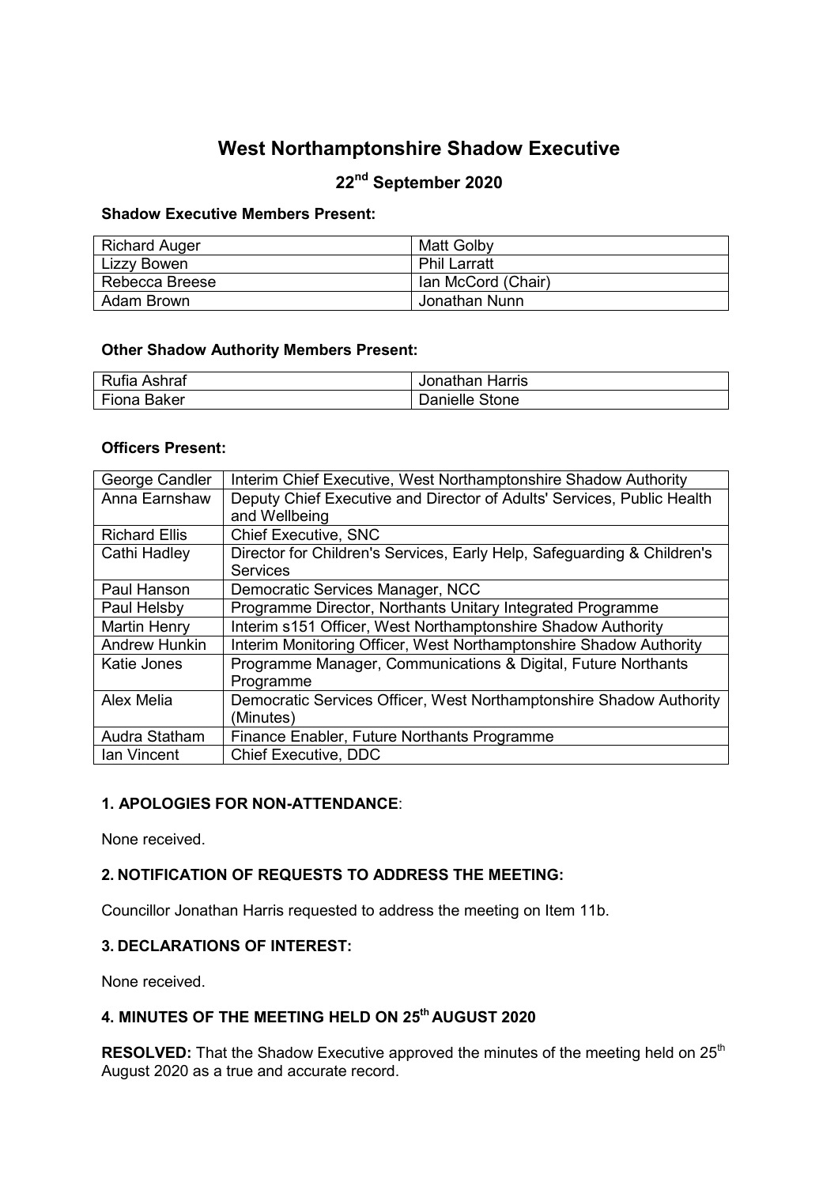# West Northamptonshire Shadow Executive

## 22nd September 2020

**Shadow Executive Members Present:**

| | |
|---|---|
| Richard Auger | Matt Golby |
| Lizzy Bowen | Phil Larratt |
| Rebecca Breese | Ian McCord (Chair) |
| Adam Brown | Jonathan Nunn |

**Other Shadow Authority Members Present:**

| | |
|---|---|
| Rufia Ashraf | Jonathan Harris |
| Fiona Baker | Danielle Stone |

**Officers Present:**

| | |
|---|---|
| George Candler | Interim Chief Executive, West Northamptonshire Shadow Authority |
| Anna Earnshaw | Deputy Chief Executive and Director of Adults' Services, Public Health and Wellbeing |
| Richard Ellis | Chief Executive, SNC |
| Cathi Hadley | Director for Children's Services, Early Help, Safeguarding & Children's Services |
| Paul Hanson | Democratic Services Manager, NCC |
| Paul Helsby | Programme Director, Northants Unitary Integrated Programme |
| Martin Henry | Interim s151 Officer, West Northamptonshire Shadow Authority |
| Andrew Hunkin | Interim Monitoring Officer, West Northamptonshire Shadow Authority |
| Katie Jones | Programme Manager, Communications & Digital, Future Northants Programme |
| Alex Melia | Democratic Services Officer, West Northamptonshire Shadow Authority (Minutes) |
| Audra Statham | Finance Enabler, Future Northants Programme |
| Ian Vincent | Chief Executive, DDC |

### 1. APOLOGIES FOR NON-ATTENDANCE:

None received.

### 2. NOTIFICATION OF REQUESTS TO ADDRESS THE MEETING:

Councillor Jonathan Harris requested to address the meeting on Item 11b.

### 3. DECLARATIONS OF INTEREST:

None received.

### 4. MINUTES OF THE MEETING HELD ON 25th AUGUST 2020

**RESOLVED:** That the Shadow Executive approved the minutes of the meeting held on 25th August 2020 as a true and accurate record.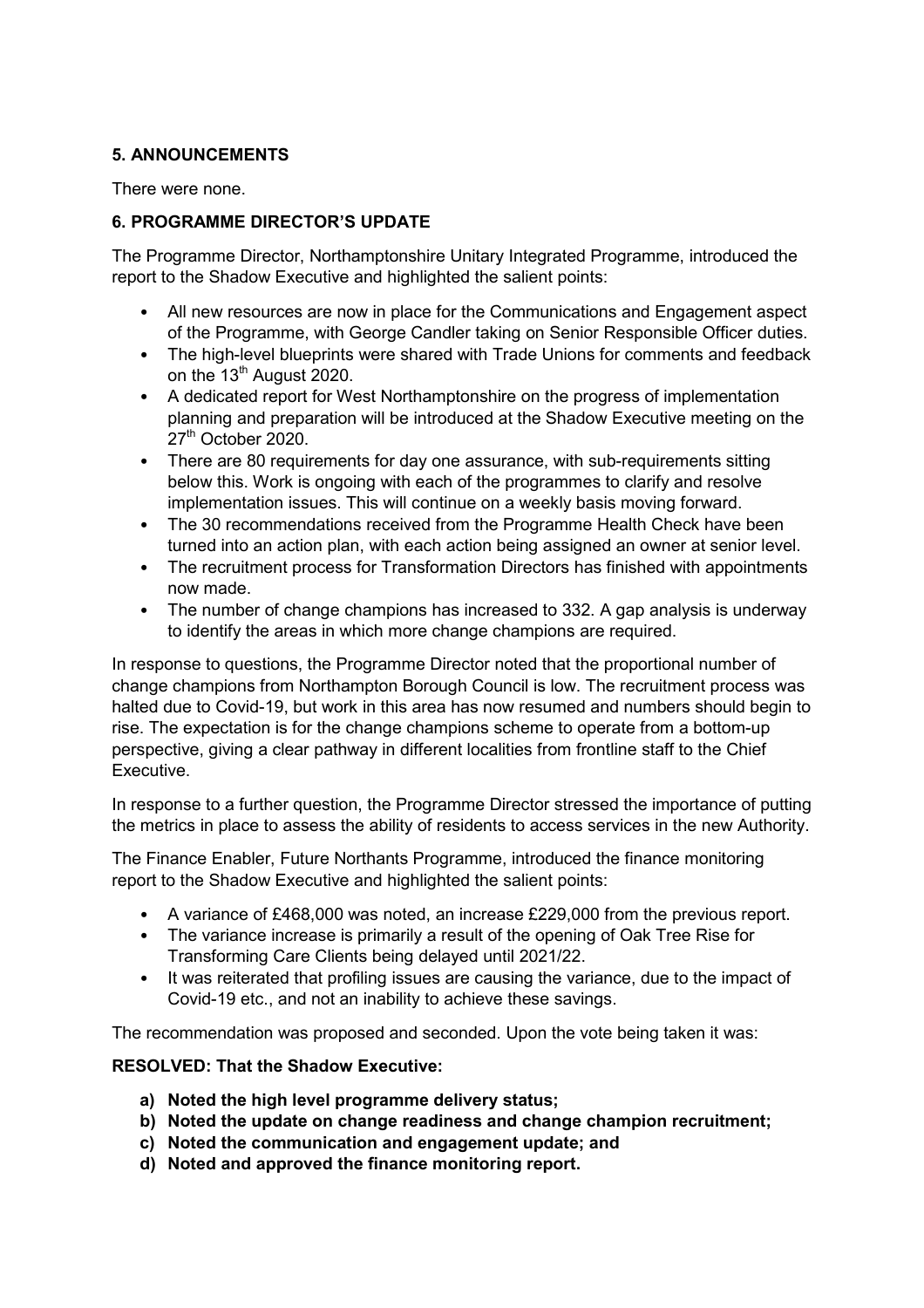### 5. ANNOUNCEMENTS

There were none.

### 6. PROGRAMME DIRECTOR'S UPDATE

The Programme Director, Northamptonshire Unitary Integrated Programme, introduced the report to the Shadow Executive and highlighted the salient points:

- All new resources are now in place for the Communications and Engagement aspect of the Programme, with George Candler taking on Senior Responsible Officer duties.
- The high-level blueprints were shared with Trade Unions for comments and feedback on the 13th August 2020.
- A dedicated report for West Northamptonshire on the progress of implementation planning and preparation will be introduced at the Shadow Executive meeting on the 27th October 2020.
- There are 80 requirements for day one assurance, with sub-requirements sitting below this. Work is ongoing with each of the programmes to clarify and resolve implementation issues. This will continue on a weekly basis moving forward.
- The 30 recommendations received from the Programme Health Check have been turned into an action plan, with each action being assigned an owner at senior level.
- The recruitment process for Transformation Directors has finished with appointments now made.
- The number of change champions has increased to 332. A gap analysis is underway to identify the areas in which more change champions are required.

In response to questions, the Programme Director noted that the proportional number of change champions from Northampton Borough Council is low. The recruitment process was halted due to Covid-19, but work in this area has now resumed and numbers should begin to rise. The expectation is for the change champions scheme to operate from a bottom-up perspective, giving a clear pathway in different localities from frontline staff to the Chief Executive.

In response to a further question, the Programme Director stressed the importance of putting the metrics in place to assess the ability of residents to access services in the new Authority.

The Finance Enabler, Future Northants Programme, introduced the finance monitoring report to the Shadow Executive and highlighted the salient points:

- A variance of £468,000 was noted, an increase £229,000 from the previous report.
- The variance increase is primarily a result of the opening of Oak Tree Rise for Transforming Care Clients being delayed until 2021/22.
- It was reiterated that profiling issues are causing the variance, due to the impact of Covid-19 etc., and not an inability to achieve these savings.

The recommendation was proposed and seconded. Upon the vote being taken it was:

**RESOLVED: That the Shadow Executive:**

a) **Noted the high level programme delivery status;**
b) **Noted the update on change readiness and change champion recruitment;**
c) **Noted the communication and engagement update; and**
d) **Noted and approved the finance monitoring report.**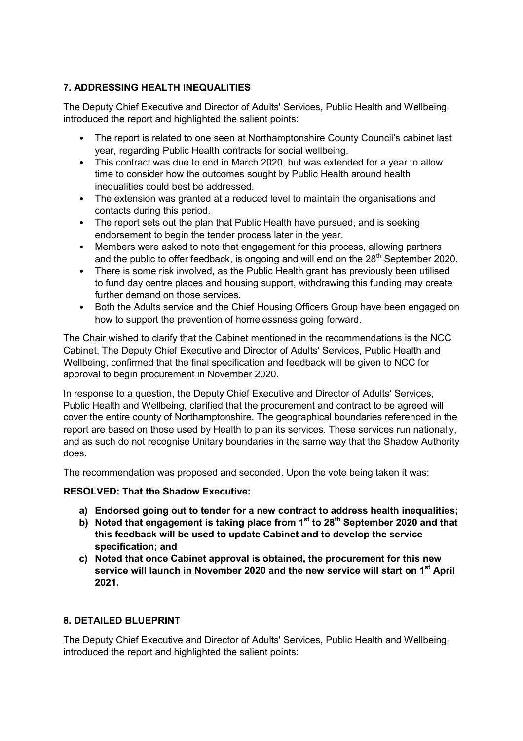## 7. ADDRESSING HEALTH INEQUALITIES

The Deputy Chief Executive and Director of Adults' Services, Public Health and Wellbeing, introduced the report and highlighted the salient points:

- The report is related to one seen at Northamptonshire County Council's cabinet last year, regarding Public Health contracts for social wellbeing.
- This contract was due to end in March 2020, but was extended for a year to allow time to consider how the outcomes sought by Public Health around health inequalities could best be addressed.
- The extension was granted at a reduced level to maintain the organisations and contacts during this period.
- The report sets out the plan that Public Health have pursued, and is seeking endorsement to begin the tender process later in the year.
- Members were asked to note that engagement for this process, allowing partners and the public to offer feedback, is ongoing and will end on the 28th September 2020.
- There is some risk involved, as the Public Health grant has previously been utilised to fund day centre places and housing support, withdrawing this funding may create further demand on those services.
- Both the Adults service and the Chief Housing Officers Group have been engaged on how to support the prevention of homelessness going forward.

The Chair wished to clarify that the Cabinet mentioned in the recommendations is the NCC Cabinet. The Deputy Chief Executive and Director of Adults' Services, Public Health and Wellbeing, confirmed that the final specification and feedback will be given to NCC for approval to begin procurement in November 2020.

In response to a question, the Deputy Chief Executive and Director of Adults' Services, Public Health and Wellbeing, clarified that the procurement and contract to be agreed will cover the entire county of Northamptonshire. The geographical boundaries referenced in the report are based on those used by Health to plan its services. These services run nationally, and as such do not recognise Unitary boundaries in the same way that the Shadow Authority does.

The recommendation was proposed and seconded. Upon the vote being taken it was:

**RESOLVED: That the Shadow Executive:**

**a) Endorsed going out to tender for a new contract to address health inequalities;**
**b) Noted that engagement is taking place from 1st to 28th September 2020 and that this feedback will be used to update Cabinet and to develop the service specification; and**
**c) Noted that once Cabinet approval is obtained, the procurement for this new service will launch in November 2020 and the new service will start on 1st April 2021.**

## 8. DETAILED BLUEPRINT

The Deputy Chief Executive and Director of Adults' Services, Public Health and Wellbeing, introduced the report and highlighted the salient points: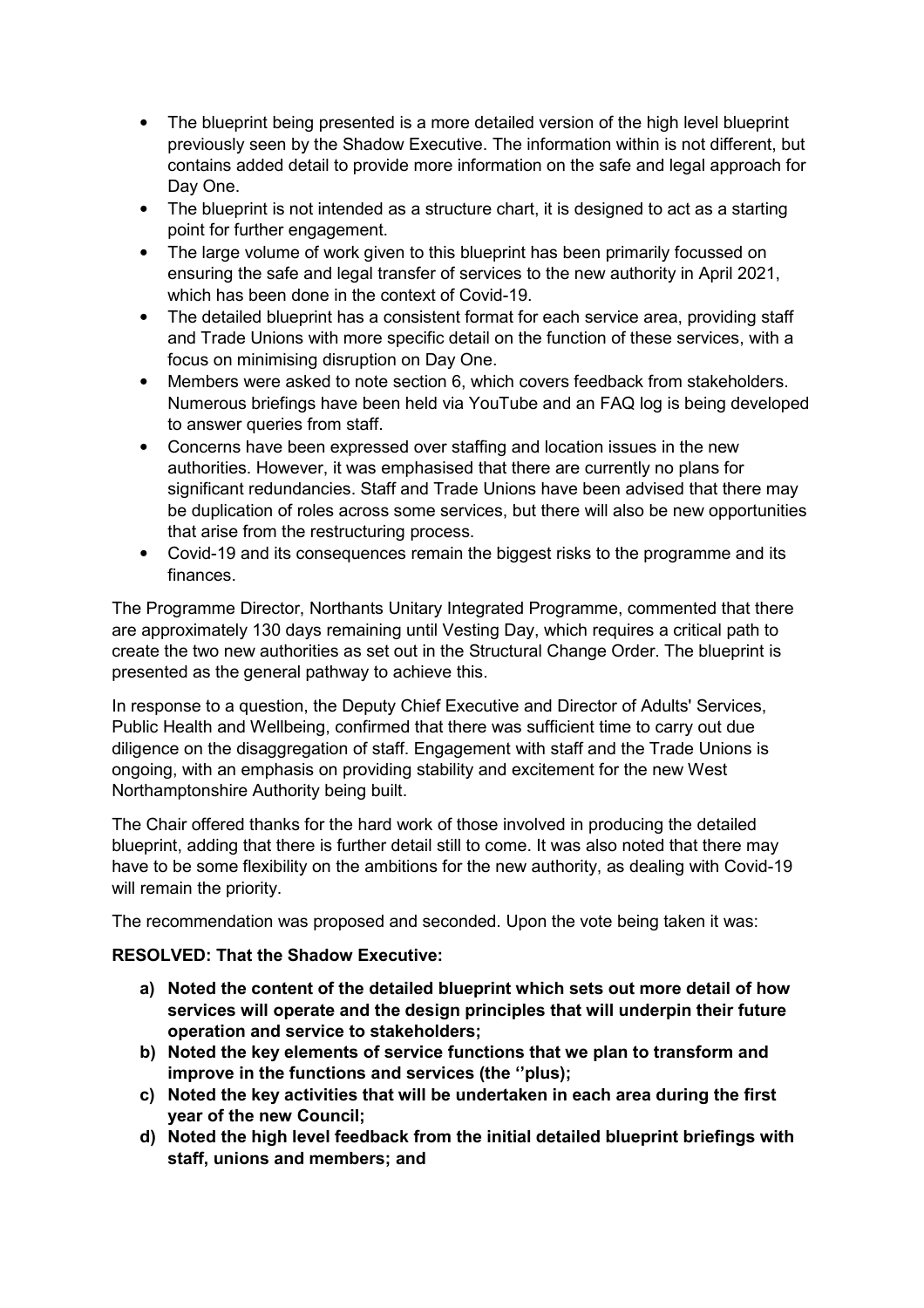- The blueprint being presented is a more detailed version of the high level blueprint previously seen by the Shadow Executive. The information within is not different, but contains added detail to provide more information on the safe and legal approach for Day One.
- The blueprint is not intended as a structure chart, it is designed to act as a starting point for further engagement.
- The large volume of work given to this blueprint has been primarily focussed on ensuring the safe and legal transfer of services to the new authority in April 2021, which has been done in the context of Covid-19.
- The detailed blueprint has a consistent format for each service area, providing staff and Trade Unions with more specific detail on the function of these services, with a focus on minimising disruption on Day One.
- Members were asked to note section 6, which covers feedback from stakeholders. Numerous briefings have been held via YouTube and an FAQ log is being developed to answer queries from staff.
- Concerns have been expressed over staffing and location issues in the new authorities. However, it was emphasised that there are currently no plans for significant redundancies. Staff and Trade Unions have been advised that there may be duplication of roles across some services, but there will also be new opportunities that arise from the restructuring process.
- Covid-19 and its consequences remain the biggest risks to the programme and its finances.

The Programme Director, Northants Unitary Integrated Programme, commented that there are approximately 130 days remaining until Vesting Day, which requires a critical path to create the two new authorities as set out in the Structural Change Order. The blueprint is presented as the general pathway to achieve this.

In response to a question, the Deputy Chief Executive and Director of Adults' Services, Public Health and Wellbeing, confirmed that there was sufficient time to carry out due diligence on the disaggregation of staff. Engagement with staff and the Trade Unions is ongoing, with an emphasis on providing stability and excitement for the new West Northamptonshire Authority being built.

The Chair offered thanks for the hard work of those involved in producing the detailed blueprint, adding that there is further detail still to come. It was also noted that there may have to be some flexibility on the ambitions for the new authority, as dealing with Covid-19 will remain the priority.

The recommendation was proposed and seconded. Upon the vote being taken it was:

**RESOLVED: That the Shadow Executive:**

a) **Noted the content of the detailed blueprint which sets out more detail of how services will operate and the design principles that will underpin their future operation and service to stakeholders;**
b) **Noted the key elements of service functions that we plan to transform and improve in the functions and services (the ''plus);**
c) **Noted the key activities that will be undertaken in each area during the first year of the new Council;**
d) **Noted the high level feedback from the initial detailed blueprint briefings with staff, unions and members; and**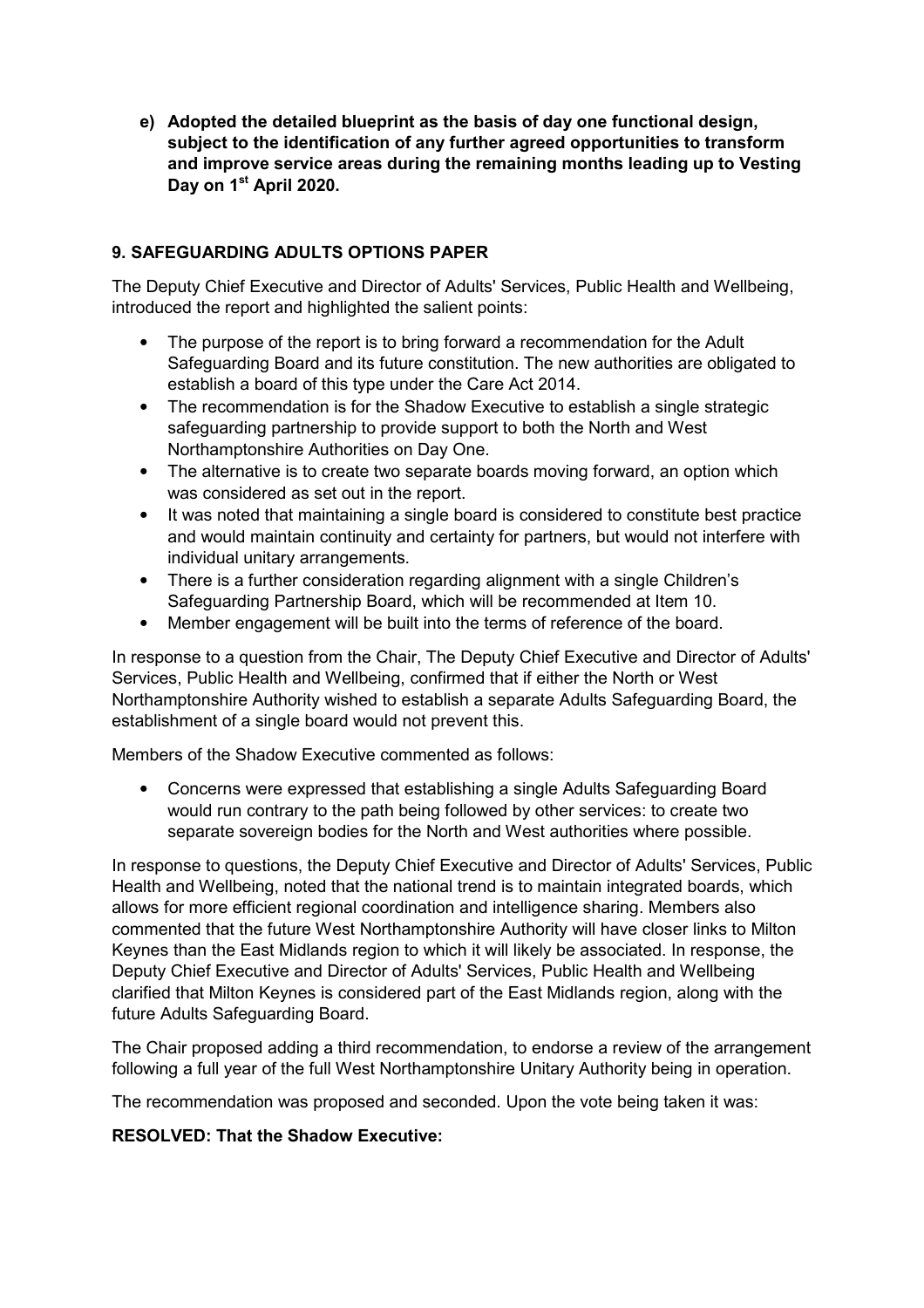**e) Adopted the detailed blueprint as the basis of day one functional design, subject to the identification of any further agreed opportunities to transform and improve service areas during the remaining months leading up to Vesting Day on 1st April 2020.**

## 9. SAFEGUARDING ADULTS OPTIONS PAPER

The Deputy Chief Executive and Director of Adults' Services, Public Health and Wellbeing, introduced the report and highlighted the salient points:

- The purpose of the report is to bring forward a recommendation for the Adult Safeguarding Board and its future constitution. The new authorities are obligated to establish a board of this type under the Care Act 2014.
- The recommendation is for the Shadow Executive to establish a single strategic safeguarding partnership to provide support to both the North and West Northamptonshire Authorities on Day One.
- The alternative is to create two separate boards moving forward, an option which was considered as set out in the report.
- It was noted that maintaining a single board is considered to constitute best practice and would maintain continuity and certainty for partners, but would not interfere with individual unitary arrangements.
- There is a further consideration regarding alignment with a single Children's Safeguarding Partnership Board, which will be recommended at Item 10.
- Member engagement will be built into the terms of reference of the board.

In response to a question from the Chair, The Deputy Chief Executive and Director of Adults' Services, Public Health and Wellbeing, confirmed that if either the North or West Northamptonshire Authority wished to establish a separate Adults Safeguarding Board, the establishment of a single board would not prevent this.

Members of the Shadow Executive commented as follows:

- Concerns were expressed that establishing a single Adults Safeguarding Board would run contrary to the path being followed by other services: to create two separate sovereign bodies for the North and West authorities where possible.

In response to questions, the Deputy Chief Executive and Director of Adults' Services, Public Health and Wellbeing, noted that the national trend is to maintain integrated boards, which allows for more efficient regional coordination and intelligence sharing. Members also commented that the future West Northamptonshire Authority will have closer links to Milton Keynes than the East Midlands region to which it will likely be associated. In response, the Deputy Chief Executive and Director of Adults' Services, Public Health and Wellbeing clarified that Milton Keynes is considered part of the East Midlands region, along with the future Adults Safeguarding Board.

The Chair proposed adding a third recommendation, to endorse a review of the arrangement following a full year of the full West Northamptonshire Unitary Authority being in operation.

The recommendation was proposed and seconded. Upon the vote being taken it was:

**RESOLVED: That the Shadow Executive:**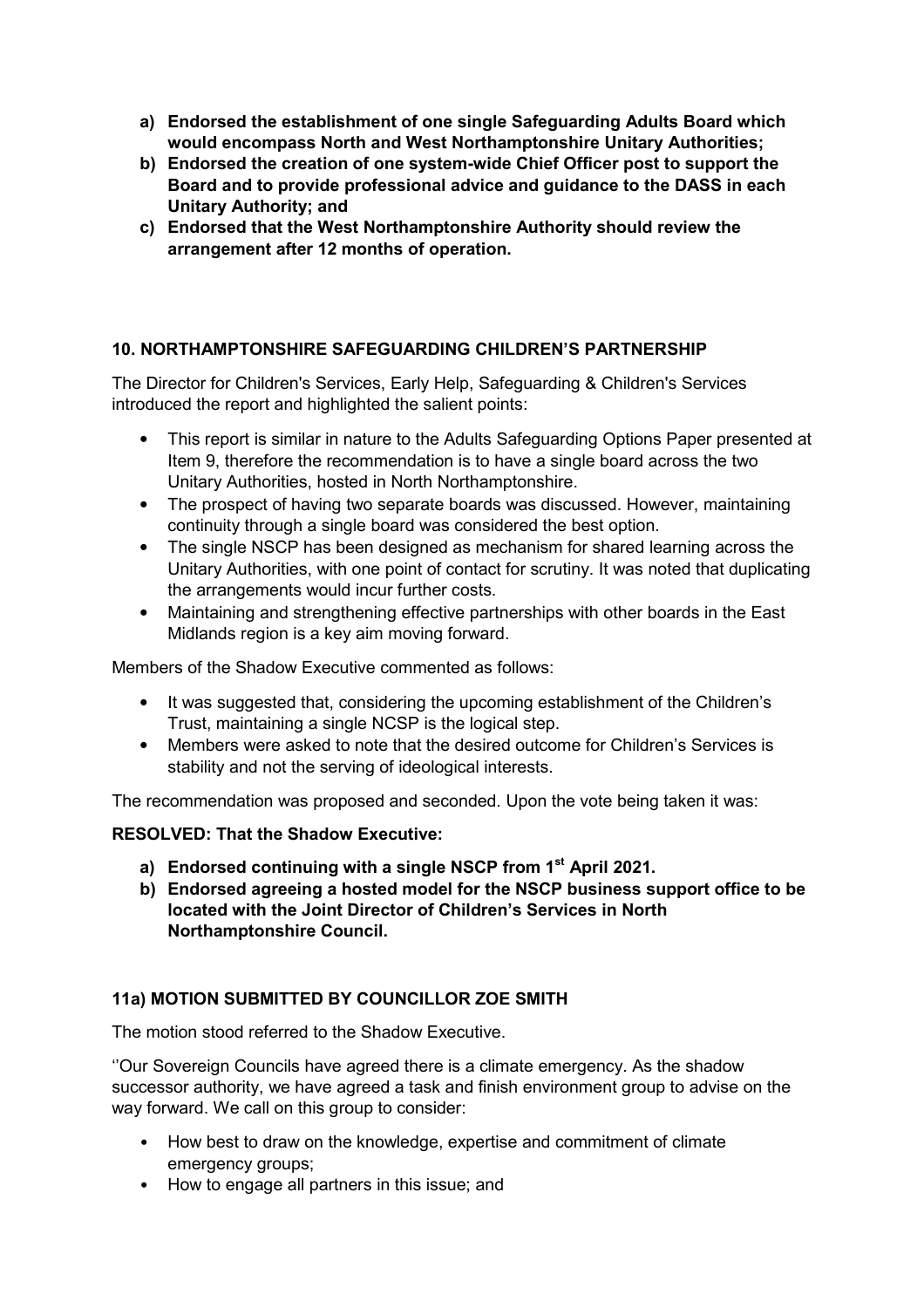a) **Endorsed the establishment of one single Safeguarding Adults Board which would encompass North and West Northamptonshire Unitary Authorities;**
b) **Endorsed the creation of one system-wide Chief Officer post to support the Board and to provide professional advice and guidance to the DASS in each Unitary Authority; and**
c) **Endorsed that the West Northamptonshire Authority should review the arrangement after 12 months of operation.**

### 10. NORTHAMPTONSHIRE SAFEGUARDING CHILDREN'S PARTNERSHIP

The Director for Children's Services, Early Help, Safeguarding & Children's Services introduced the report and highlighted the salient points:

- This report is similar in nature to the Adults Safeguarding Options Paper presented at Item 9, therefore the recommendation is to have a single board across the two Unitary Authorities, hosted in North Northamptonshire.
- The prospect of having two separate boards was discussed. However, maintaining continuity through a single board was considered the best option.
- The single NSCP has been designed as mechanism for shared learning across the Unitary Authorities, with one point of contact for scrutiny. It was noted that duplicating the arrangements would incur further costs.
- Maintaining and strengthening effective partnerships with other boards in the East Midlands region is a key aim moving forward.

Members of the Shadow Executive commented as follows:

- It was suggested that, considering the upcoming establishment of the Children's Trust, maintaining a single NCSP is the logical step.
- Members were asked to note that the desired outcome for Children's Services is stability and not the serving of ideological interests.

The recommendation was proposed and seconded. Upon the vote being taken it was:

**RESOLVED: That the Shadow Executive:**

a) **Endorsed continuing with a single NSCP from 1st April 2021.**
b) **Endorsed agreeing a hosted model for the NSCP business support office to be located with the Joint Director of Children's Services in North Northamptonshire Council.**

### 11a) MOTION SUBMITTED BY COUNCILLOR ZOE SMITH

The motion stood referred to the Shadow Executive.

''Our Sovereign Councils have agreed there is a climate emergency. As the shadow successor authority, we have agreed a task and finish environment group to advise on the way forward. We call on this group to consider:

- How best to draw on the knowledge, expertise and commitment of climate emergency groups;
- How to engage all partners in this issue; and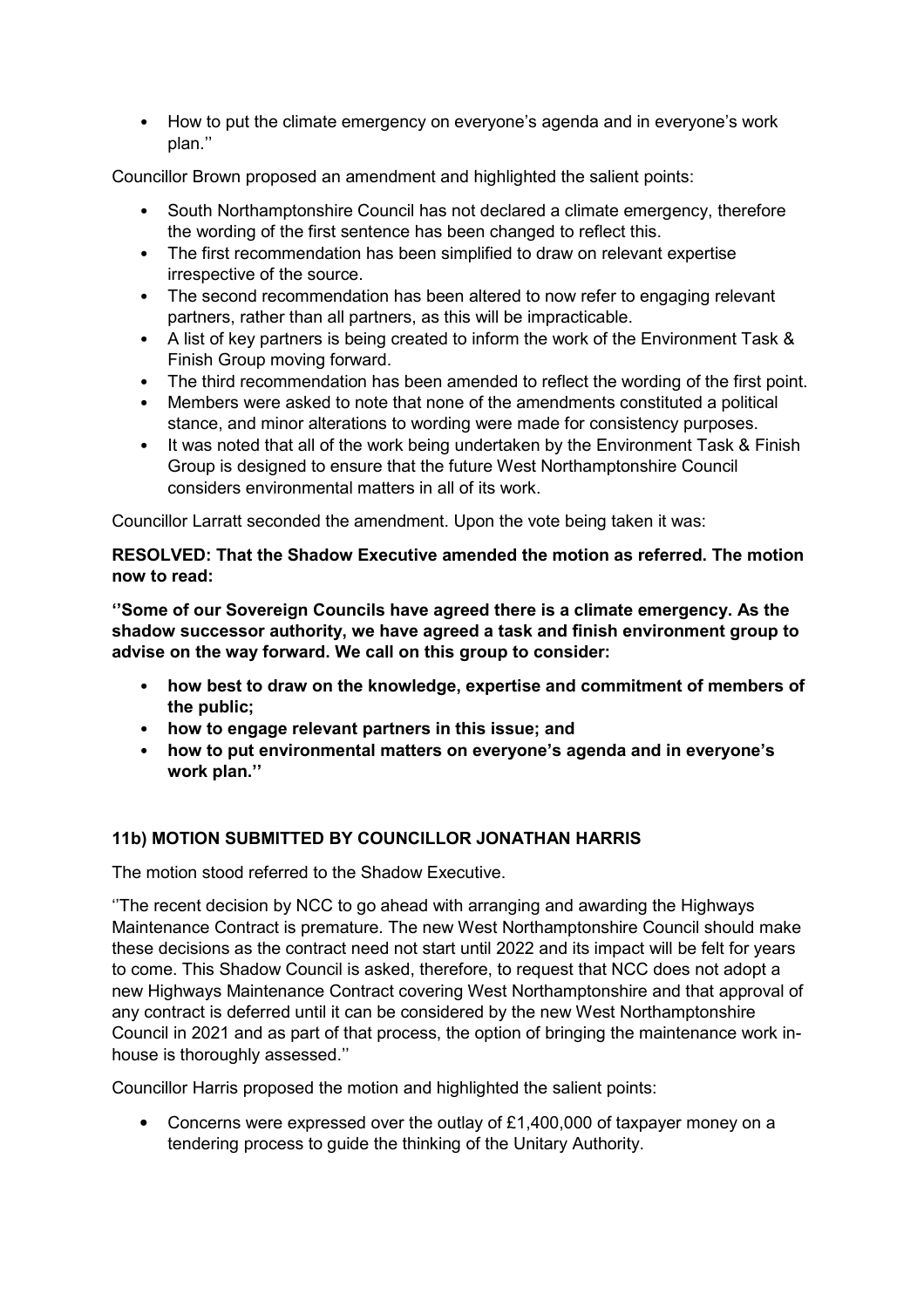- How to put the climate emergency on everyone's agenda and in everyone's work plan.''

Councillor Brown proposed an amendment and highlighted the salient points:

- South Northamptonshire Council has not declared a climate emergency, therefore the wording of the first sentence has been changed to reflect this.
- The first recommendation has been simplified to draw on relevant expertise irrespective of the source.
- The second recommendation has been altered to now refer to engaging relevant partners, rather than all partners, as this will be impracticable.
- A list of key partners is being created to inform the work of the Environment Task & Finish Group moving forward.
- The third recommendation has been amended to reflect the wording of the first point.
- Members were asked to note that none of the amendments constituted a political stance, and minor alterations to wording were made for consistency purposes.
- It was noted that all of the work being undertaken by the Environment Task & Finish Group is designed to ensure that the future West Northamptonshire Council considers environmental matters in all of its work.

Councillor Larratt seconded the amendment. Upon the vote being taken it was:

**RESOLVED: That the Shadow Executive amended the motion as referred. The motion now to read:**

**''Some of our Sovereign Councils have agreed there is a climate emergency. As the shadow successor authority, we have agreed a task and finish environment group to advise on the way forward. We call on this group to consider:**

- **how best to draw on the knowledge, expertise and commitment of members of the public;**
- **how to engage relevant partners in this issue; and**
- **how to put environmental matters on everyone's agenda and in everyone's work plan.''**

## 11b) MOTION SUBMITTED BY COUNCILLOR JONATHAN HARRIS

The motion stood referred to the Shadow Executive.

''The recent decision by NCC to go ahead with arranging and awarding the Highways Maintenance Contract is premature. The new West Northamptonshire Council should make these decisions as the contract need not start until 2022 and its impact will be felt for years to come. This Shadow Council is asked, therefore, to request that NCC does not adopt a new Highways Maintenance Contract covering West Northamptonshire and that approval of any contract is deferred until it can be considered by the new West Northamptonshire Council in 2021 and as part of that process, the option of bringing the maintenance work in-house is thoroughly assessed.''

Councillor Harris proposed the motion and highlighted the salient points:

- Concerns were expressed over the outlay of £1,400,000 of taxpayer money on a tendering process to guide the thinking of the Unitary Authority.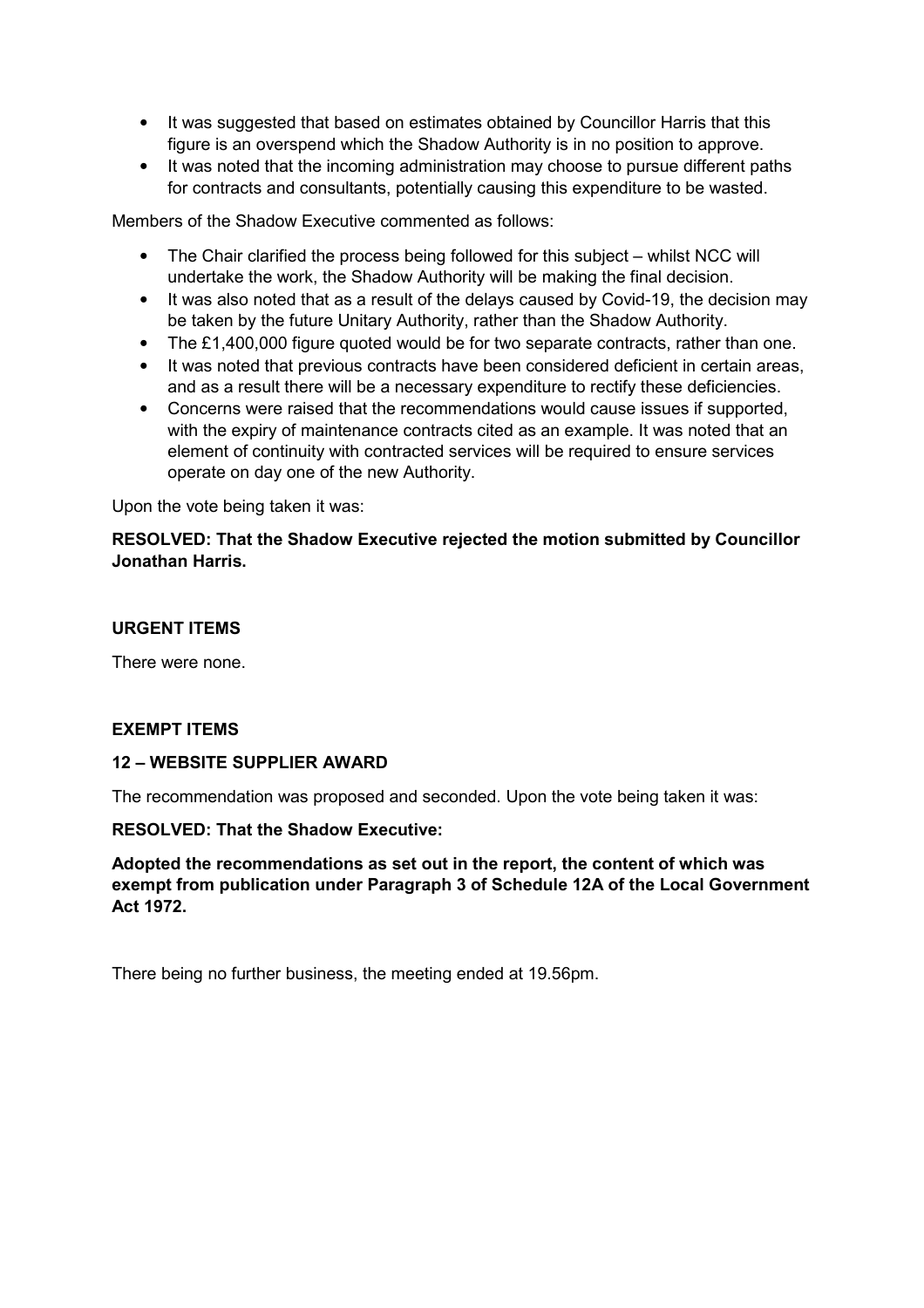- It was suggested that based on estimates obtained by Councillor Harris that this figure is an overspend which the Shadow Authority is in no position to approve.
- It was noted that the incoming administration may choose to pursue different paths for contracts and consultants, potentially causing this expenditure to be wasted.

Members of the Shadow Executive commented as follows:

- The Chair clarified the process being followed for this subject – whilst NCC will undertake the work, the Shadow Authority will be making the final decision.
- It was also noted that as a result of the delays caused by Covid-19, the decision may be taken by the future Unitary Authority, rather than the Shadow Authority.
- The £1,400,000 figure quoted would be for two separate contracts, rather than one.
- It was noted that previous contracts have been considered deficient in certain areas, and as a result there will be a necessary expenditure to rectify these deficiencies.
- Concerns were raised that the recommendations would cause issues if supported, with the expiry of maintenance contracts cited as an example. It was noted that an element of continuity with contracted services will be required to ensure services operate on day one of the new Authority.

Upon the vote being taken it was:

**RESOLVED: That the Shadow Executive rejected the motion submitted by Councillor Jonathan Harris.**

**URGENT ITEMS**

There were none.

**EXEMPT ITEMS**

**12 – WEBSITE SUPPLIER AWARD**

The recommendation was proposed and seconded. Upon the vote being taken it was:

**RESOLVED: That the Shadow Executive:**

**Adopted the recommendations as set out in the report, the content of which was exempt from publication under Paragraph 3 of Schedule 12A of the Local Government Act 1972.**

There being no further business, the meeting ended at 19.56pm.